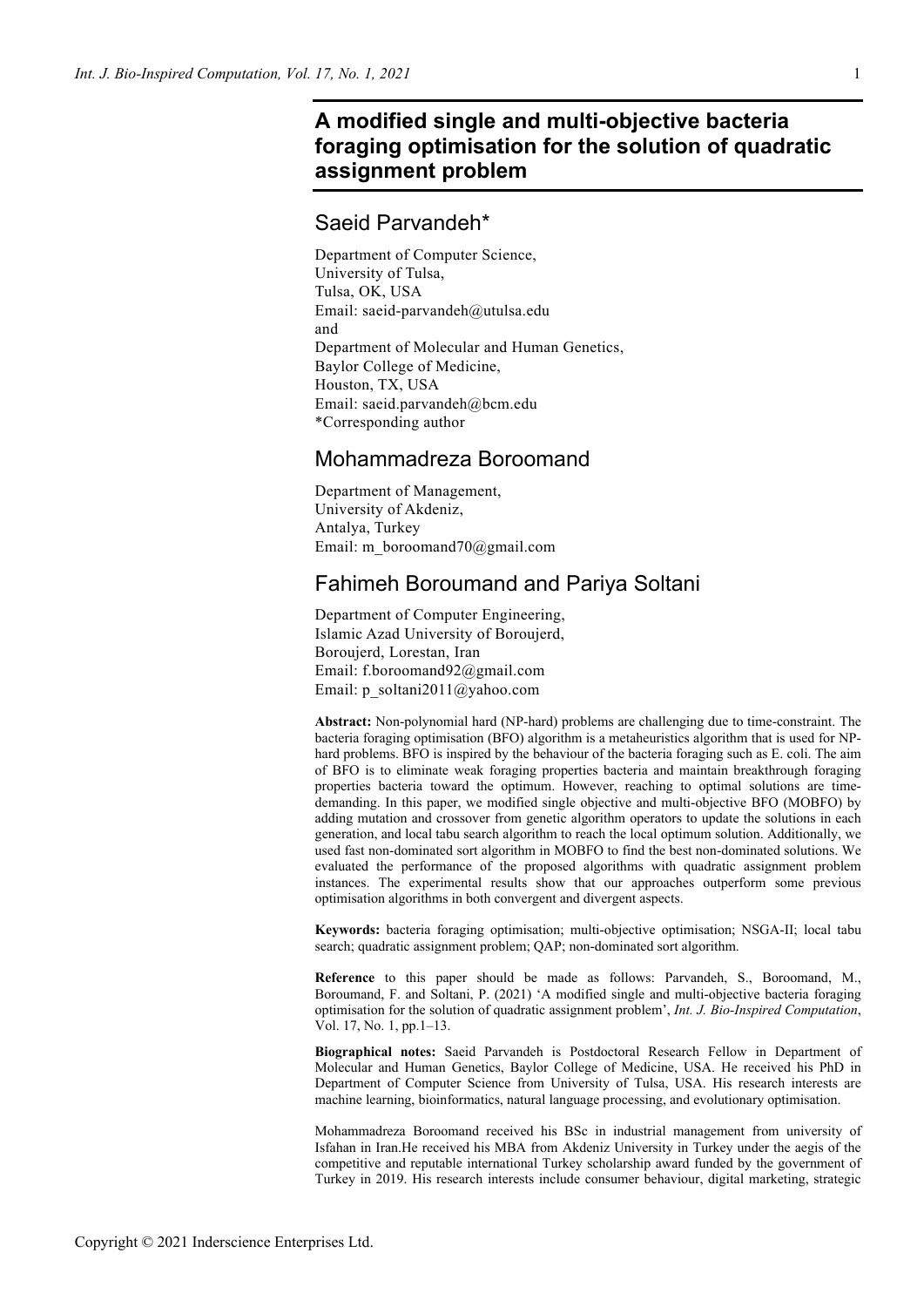# A modified single and multi-objective bacteria foraging optimisation for the solution of quadratic assignment problem

## Saeid Parvandeh*

Department of Computer Science,
University of Tulsa,
Tulsa, OK, USA
Email: saeid-parvandeh@utulsa.edu
and
Department of Molecular and Human Genetics,
Baylor College of Medicine,
Houston, TX, USA
Email: saeid.parvandeh@bcm.edu
*Corresponding author

## Mohammadreza Boroomand

Department of Management,
University of Akdeniz,
Antalya, Turkey
Email: m_boroomand70@gmail.com

## Fahimeh Boroumand and Pariya Soltani

Department of Computer Engineering,
Islamic Azad University of Boroujerd,
Boroujerd, Lorestan, Iran
Email: f.boroomand92@gmail.com
Email: p_soltani2011@yahoo.com

**Abstract:** Non-polynomial hard (NP-hard) problems are challenging due to time-constraint. The bacteria foraging optimisation (BFO) algorithm is a metaheuristics algorithm that is used for NP-hard problems. BFO is inspired by the behaviour of the bacteria foraging such as E. coli. The aim of BFO is to eliminate weak foraging properties bacteria and maintain breakthrough foraging properties bacteria toward the optimum. However, reaching to optimal solutions are time-demanding. In this paper, we modified single objective and multi-objective BFO (MOBFO) by adding mutation and crossover from genetic algorithm operators to update the solutions in each generation, and local tabu search algorithm to reach the local optimum solution. Additionally, we used fast non-dominated sort algorithm in MOBFO to find the best non-dominated solutions. We evaluated the performance of the proposed algorithms with quadratic assignment problem instances. The experimental results show that our approaches outperform some previous optimisation algorithms in both convergent and divergent aspects.

**Keywords:** bacteria foraging optimisation; multi-objective optimisation; NSGA-II; local tabu search; quadratic assignment problem; QAP; non-dominated sort algorithm.

**Reference** to this paper should be made as follows: Parvandeh, S., Boroomand, M., Boroumand, F. and Soltani, P. (2021) 'A modified single and multi-objective bacteria foraging optimisation for the solution of quadratic assignment problem', *Int. J. Bio-Inspired Computation*, Vol. 17, No. 1, pp.1–13.

**Biographical notes:** Saeid Parvandeh is Postdoctoral Research Fellow in Department of Molecular and Human Genetics, Baylor College of Medicine, USA. He received his PhD in Department of Computer Science from University of Tulsa, USA. His research interests are machine learning, bioinformatics, natural language processing, and evolutionary optimisation.

Mohammadreza Boroomand received his BSc in industrial management from university of Isfahan in Iran.He received his MBA from Akdeniz University in Turkey under the aegis of the competitive and reputable international Turkey scholarship award funded by the government of Turkey in 2019. His research interests include consumer behaviour, digital marketing, strategic

Copyright © 2021 Inderscience Enterprises Ltd.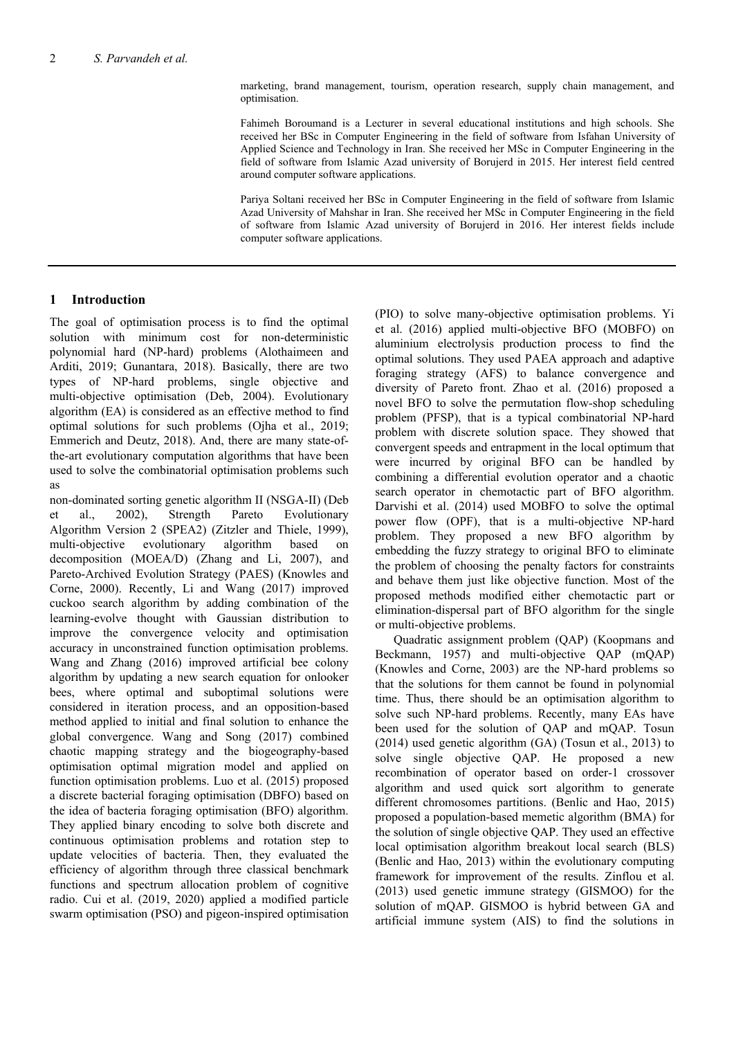marketing, brand management, tourism, operation research, supply chain management, and optimisation.

Fahimeh Boroumand is a Lecturer in several educational institutions and high schools. She received her BSc in Computer Engineering in the field of software from Isfahan University of Applied Science and Technology in Iran. She received her MSc in Computer Engineering in the field of software from Islamic Azad university of Borujerd in 2015. Her interest field centred around computer software applications.

Pariya Soltani received her BSc in Computer Engineering in the field of software from Islamic Azad University of Mahshar in Iran. She received her MSc in Computer Engineering in the field of software from Islamic Azad university of Borujerd in 2016. Her interest fields include computer software applications.

## 1 Introduction

The goal of optimisation process is to find the optimal solution with minimum cost for non-deterministic polynomial hard (NP-hard) problems (Alothaimeen and Arditi, 2019; Gunantara, 2018). Basically, there are two types of NP-hard problems, single objective and multi-objective optimisation (Deb, 2004). Evolutionary algorithm (EA) is considered as an effective method to find optimal solutions for such problems (Ojha et al., 2019; Emmerich and Deutz, 2018). And, there are many state-of-the-art evolutionary computation algorithms that have been used to solve the combinatorial optimisation problems such as non-dominated sorting genetic algorithm II (NSGA-II) (Deb et al., 2002), Strength Pareto Evolutionary Algorithm Version 2 (SPEA2) (Zitzler and Thiele, 1999), multi-objective evolutionary algorithm based on decomposition (MOEA/D) (Zhang and Li, 2007), and Pareto-Archived Evolution Strategy (PAES) (Knowles and Corne, 2000). Recently, Li and Wang (2017) improved cuckoo search algorithm by adding combination of the learning-evolve thought with Gaussian distribution to improve the convergence velocity and optimisation accuracy in unconstrained function optimisation problems. Wang and Zhang (2016) improved artificial bee colony algorithm by updating a new search equation for onlooker bees, where optimal and suboptimal solutions were considered in iteration process, and an opposition-based method applied to initial and final solution to enhance the global convergence. Wang and Song (2017) combined chaotic mapping strategy and the biogeography-based optimisation optimal migration model and applied on function optimisation problems. Luo et al. (2015) proposed a discrete bacterial foraging optimisation (DBFO) based on the idea of bacteria foraging optimisation (BFO) algorithm. They applied binary encoding to solve both discrete and continuous optimisation problems and rotation step to update velocities of bacteria. Then, they evaluated the efficiency of algorithm through three classical benchmark functions and spectrum allocation problem of cognitive radio. Cui et al. (2019, 2020) applied a modified particle swarm optimisation (PSO) and pigeon-inspired optimisation (PIO) to solve many-objective optimisation problems. Yi et al. (2016) applied multi-objective BFO (MOBFO) on aluminium electrolysis production process to find the optimal solutions. They used PAEA approach and adaptive foraging strategy (AFS) to balance convergence and diversity of Pareto front. Zhao et al. (2016) proposed a novel BFO to solve the permutation flow-shop scheduling problem (PFSP), that is a typical combinatorial NP-hard problem with discrete solution space. They showed that convergent speeds and entrapment in the local optimum that were incurred by original BFO can be handled by combining a differential evolution operator and a chaotic search operator in chemotactic part of BFO algorithm. Darvishi et al. (2014) used MOBFO to solve the optimal power flow (OPF), that is a multi-objective NP-hard problem. They proposed a new BFO algorithm by embedding the fuzzy strategy to original BFO to eliminate the problem of choosing the penalty factors for constraints and behave them just like objective function. Most of the proposed methods modified either chemotactic part or elimination-dispersal part of BFO algorithm for the single or multi-objective problems.

Quadratic assignment problem (QAP) (Koopmans and Beckmann, 1957) and multi-objective QAP (mQAP) (Knowles and Corne, 2003) are the NP-hard problems so that the solutions for them cannot be found in polynomial time. Thus, there should be an optimisation algorithm to solve such NP-hard problems. Recently, many EAs have been used for the solution of QAP and mQAP. Tosun (2014) used genetic algorithm (GA) (Tosun et al., 2013) to solve single objective QAP. He proposed a new recombination of operator based on order-1 crossover algorithm and used quick sort algorithm to generate different chromosomes partitions. (Benlic and Hao, 2015) proposed a population-based memetic algorithm (BMA) for the solution of single objective QAP. They used an effective local optimisation algorithm breakout local search (BLS) (Benlic and Hao, 2013) within the evolutionary computing framework for improvement of the results. Zinflou et al. (2013) used genetic immune strategy (GISMOO) for the solution of mQAP. GISMOO is hybrid between GA and artificial immune system (AIS) to find the solutions in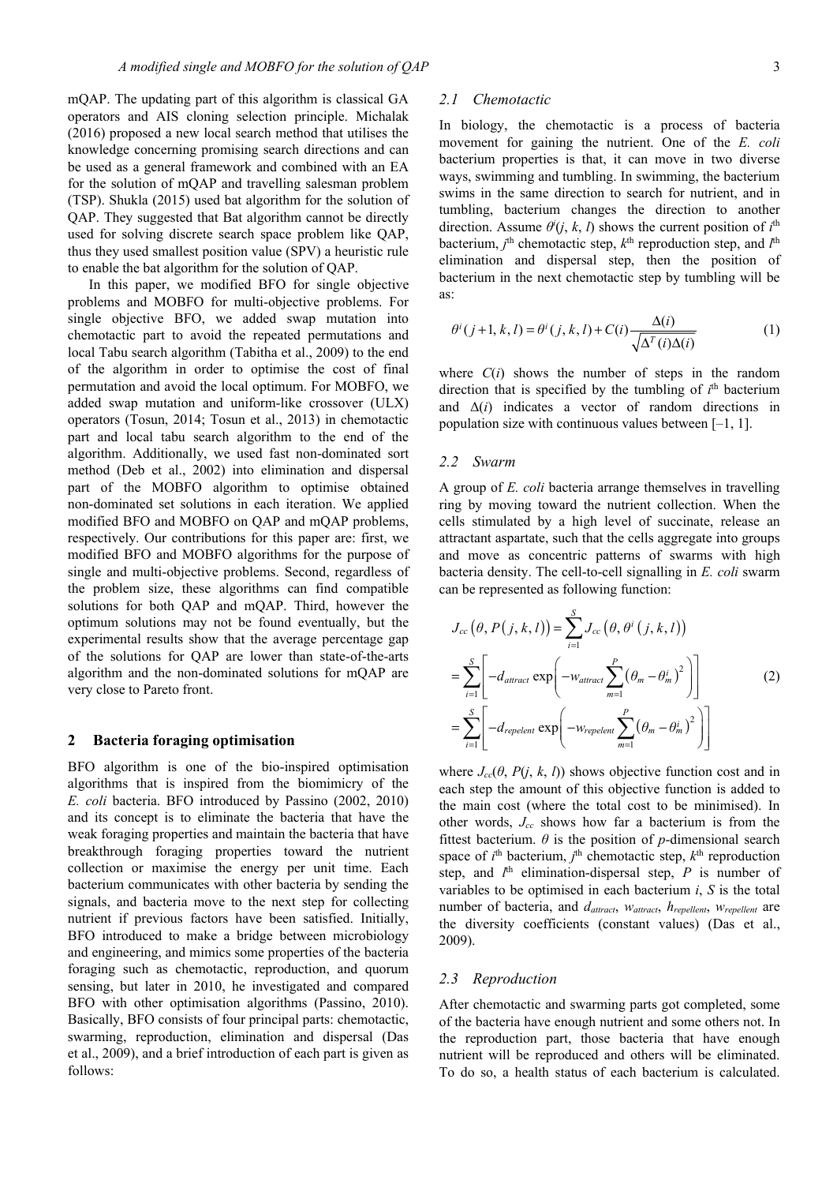mQAP. The updating part of this algorithm is classical GA operators and AIS cloning selection principle. Michalak (2016) proposed a new local search method that utilises the knowledge concerning promising search directions and can be used as a general framework and combined with an EA for the solution of mQAP and travelling salesman problem (TSP). Shukla (2015) used bat algorithm for the solution of QAP. They suggested that Bat algorithm cannot be directly used for solving discrete search space problem like QAP, thus they used smallest position value (SPV) a heuristic rule to enable the bat algorithm for the solution of QAP.

In this paper, we modified BFO for single objective problems and MOBFO for multi-objective problems. For single objective BFO, we added swap mutation into chemotactic part to avoid the repeated permutations and local Tabu search algorithm (Tabitha et al., 2009) to the end of the algorithm in order to optimise the cost of final permutation and avoid the local optimum. For MOBFO, we added swap mutation and uniform-like crossover (ULX) operators (Tosun, 2014; Tosun et al., 2013) in chemotactic part and local tabu search algorithm to the end of the algorithm. Additionally, we used fast non-dominated sort method (Deb et al., 2002) into elimination and dispersal part of the MOBFO algorithm to optimise obtained non-dominated set solutions in each iteration. We applied modified BFO and MOBFO on QAP and mQAP problems, respectively. Our contributions for this paper are: first, we modified BFO and MOBFO algorithms for the purpose of single and multi-objective problems. Second, regardless of the problem size, these algorithms can find compatible solutions for both QAP and mQAP. Third, however the optimum solutions may not be found eventually, but the experimental results show that the average percentage gap of the solutions for QAP are lower than state-of-the-arts algorithm and the non-dominated solutions for mQAP are very close to Pareto front.

## 2 Bacteria foraging optimisation

BFO algorithm is one of the bio-inspired optimisation algorithms that is inspired from the biomimicry of the *E. coli* bacteria. BFO introduced by Passino (2002, 2010) and its concept is to eliminate the bacteria that have the weak foraging properties and maintain the bacteria that have breakthrough foraging properties toward the nutrient collection or maximise the energy per unit time. Each bacterium communicates with other bacteria by sending the signals, and bacteria move to the next step for collecting nutrient if previous factors have been satisfied. Initially, BFO introduced to make a bridge between microbiology and engineering, and mimics some properties of the bacteria foraging such as chemotactic, reproduction, and quorum sensing, but later in 2010, he investigated and compared BFO with other optimisation algorithms (Passino, 2010). Basically, BFO consists of four principal parts: chemotactic, swarming, reproduction, elimination and dispersal (Das et al., 2009), and a brief introduction of each part is given as follows:

### 2.1 Chemotactic

In biology, the chemotactic is a process of bacteria movement for gaining the nutrient. One of the *E. coli* bacterium properties is that, it can move in two diverse ways, swimming and tumbling. In swimming, the bacterium swims in the same direction to search for nutrient, and in tumbling, bacterium changes the direction to another direction. Assume $\theta^i(j, k, l)$ shows the current position of $i^{\text{th}}$ bacterium, $j^{\text{th}}$ chemotactic step, $k^{\text{th}}$ reproduction step, and $l^{\text{th}}$ elimination and dispersal step, then the position of bacterium in the next chemotactic step by tumbling will be as:

$$\theta^i(j+1, k, l) = \theta^i(j, k, l) + C(i)\frac{\Delta(i)}{\sqrt{\Delta^T(i)\Delta(i)}} \tag{1}$$

where $C(i)$ shows the number of steps in the random direction that is specified by the tumbling of $i^{\text{th}}$ bacterium and $\Delta(i)$ indicates a vector of random directions in population size with continuous values between [–1, 1].

### 2.2 Swarm

A group of *E. coli* bacteria arrange themselves in travelling ring by moving toward the nutrient collection. When the cells stimulated by a high level of succinate, release an attractant aspartate, such that the cells aggregate into groups and move as concentric patterns of swarms with high bacteria density. The cell-to-cell signalling in *E. coli* swarm can be represented as following function:

$$\begin{aligned}
& J_{cc}\left(\theta, P\left(j,k,l\right)\right) = \sum_{i=1}^{S} J_{cc}\left(\theta, \theta^i\left(j,k,l\right)\right) \\
& = \sum_{i=1}^{S}\left[-d_{attract}\exp\left(-w_{attract}\sum_{m=1}^{P}\left(\theta_m - \theta_m^i\right)^2\right)\right] \\
& = \sum_{i=1}^{S}\left[-d_{repelent}\exp\left(-w_{repelent}\sum_{m=1}^{P}\left(\theta_m - \theta_m^i\right)^2\right)\right]
\end{aligned} \tag{2}$$

where $J_{cc}(\theta, P(j, k, l))$ shows objective function cost and in each step the amount of this objective function is added to the main cost (where the total cost to be minimised). In other words, $J_{cc}$ shows how far a bacterium is from the fittest bacterium. $\theta$ is the position of $p$-dimensional search space of $i^{\text{th}}$ bacterium, $j^{\text{th}}$ chemotactic step, $k^{\text{th}}$ reproduction step, and $l^{\text{th}}$ elimination-dispersal step, $P$ is number of variables to be optimised in each bacterium $i$, $S$ is the total number of bacteria, and $d_{attract}$, $w_{attract}$, $h_{repellent}$, $w_{repellent}$ are the diversity coefficients (constant values) (Das et al., 2009).

### 2.3 Reproduction

After chemotactic and swarming parts got completed, some of the bacteria have enough nutrient and some others not. In the reproduction part, those bacteria that have enough nutrient will be reproduced and others will be eliminated. To do so, a health status of each bacterium is calculated.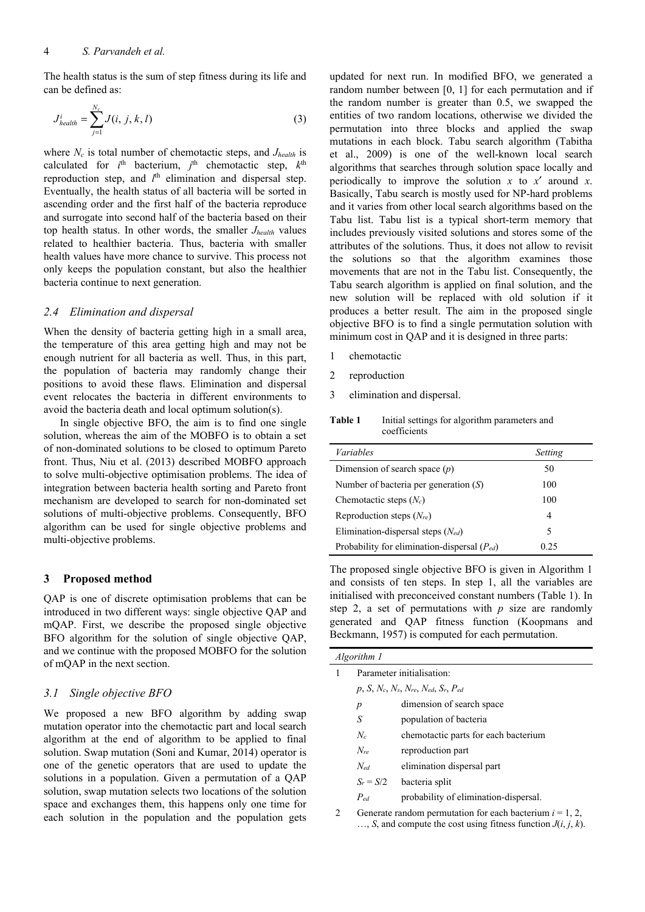The health status is the sum of step fitness during its life and can be defined as:

$$J_{health}^{i} = \sum_{j=1}^{N_c} J(i, j, k, l) \tag{3}$$

where $N_c$ is total number of chemotactic steps, and $J_{health}$ is calculated for $i^{\text{th}}$ bacterium, $j^{\text{th}}$ chemotactic step, $k^{\text{th}}$ reproduction step, and $l^{\text{th}}$ elimination and dispersal step. Eventually, the health status of all bacteria will be sorted in ascending order and the first half of the bacteria reproduce and surrogate into second half of the bacteria based on their top health status. In other words, the smaller $J_{health}$ values related to healthier bacteria. Thus, bacteria with smaller health values have more chance to survive. This process not only keeps the population constant, but also the healthier bacteria continue to next generation.

### 2.4 Elimination and dispersal

When the density of bacteria getting high in a small area, the temperature of this area getting high and may not be enough nutrient for all bacteria as well. Thus, in this part, the population of bacteria may randomly change their positions to avoid these flaws. Elimination and dispersal event relocates the bacteria in different environments to avoid the bacteria death and local optimum solution(s).

In single objective BFO, the aim is to find one single solution, whereas the aim of the MOBFO is to obtain a set of non-dominated solutions to be closed to optimum Pareto front. Thus, Niu et al. (2013) described MOBFO approach to solve multi-objective optimisation problems. The idea of integration between bacteria health sorting and Pareto front mechanism are developed to search for non-dominated set solutions of multi-objective problems. Consequently, BFO algorithm can be used for single objective problems and multi-objective problems.

## 3 Proposed method

QAP is one of discrete optimisation problems that can be introduced in two different ways: single objective QAP and mQAP. First, we describe the proposed single objective BFO algorithm for the solution of single objective QAP, and we continue with the proposed MOBFO for the solution of mQAP in the next section.

### 3.1 Single objective BFO

We proposed a new BFO algorithm by adding swap mutation operator into the chemotactic part and local search algorithm at the end of algorithm to be applied to final solution. Swap mutation (Soni and Kumar, 2014) operator is one of the genetic operators that are used to update the solutions in a population. Given a permutation of a QAP solution, swap mutation selects two locations of the solution space and exchanges them, this happens only one time for each solution in the population and the population gets updated for next run. In modified BFO, we generated a random number between [0, 1] for each permutation and if the random number is greater than 0.5, we swapped the entities of two random locations, otherwise we divided the permutation into three blocks and applied the swap mutations in each block. Tabu search algorithm (Tabitha et al., 2009) is one of the well-known local search algorithms that searches through solution space locally and periodically to improve the solution $x$ to $x'$ around $x$. Basically, Tabu search is mostly used for NP-hard problems and it varies from other local search algorithms based on the Tabu list. Tabu list is a typical short-term memory that includes previously visited solutions and stores some of the attributes of the solutions. Thus, it does not allow to revisit the solutions so that the algorithm examines those movements that are not in the Tabu list. Consequently, the Tabu search algorithm is applied on final solution, and the new solution will be replaced with old solution if it produces a better result. The aim in the proposed single objective BFO is to find a single permutation solution with minimum cost in QAP and it is designed in three parts:

1 chemotactic

2 reproduction

3 elimination and dispersal.

**Table 1** Initial settings for algorithm parameters and coefficients

| *Variables* | *Setting* |
|---|---|
| Dimension of search space ($p$) | 50 |
| Number of bacteria per generation ($S$) | 100 |
| Chemotactic steps ($N_c$) | 100 |
| Reproduction steps ($N_{re}$) | 4 |
| Elimination-dispersal steps ($N_{ed}$) | 5 |
| Probability for elimination-dispersal ($P_{ed}$) | 0.25 |

The proposed single objective BFO is given in Algorithm 1 and consists of ten steps. In step 1, all the variables are initialised with preconceived constant numbers (Table 1). In step 2, a set of permutations with $p$ size are randomly generated and QAP fitness function (Koopmans and Beckmann, 1957) is computed for each permutation.

*Algorithm 1*

1 Parameter initialisation:

$p$, $S$, $N_c$, $N_s$, $N_{re}$, $N_{ed}$, $S_r$, $P_{ed}$

| | |
|---|---|
| $p$ | dimension of search space |
| $S$ | population of bacteria |
| $N_c$ | chemotactic parts for each bacterium |
| $N_{re}$ | reproduction part |
| $N_{ed}$ | elimination dispersal part |
| $S_r = S/2$ | bacteria split |
| $P_{ed}$ | probability of elimination-dispersal. |

2 Generate random permutation for each bacterium $i = 1, 2, \ldots, S$, and compute the cost using fitness function $J(i, j, k)$.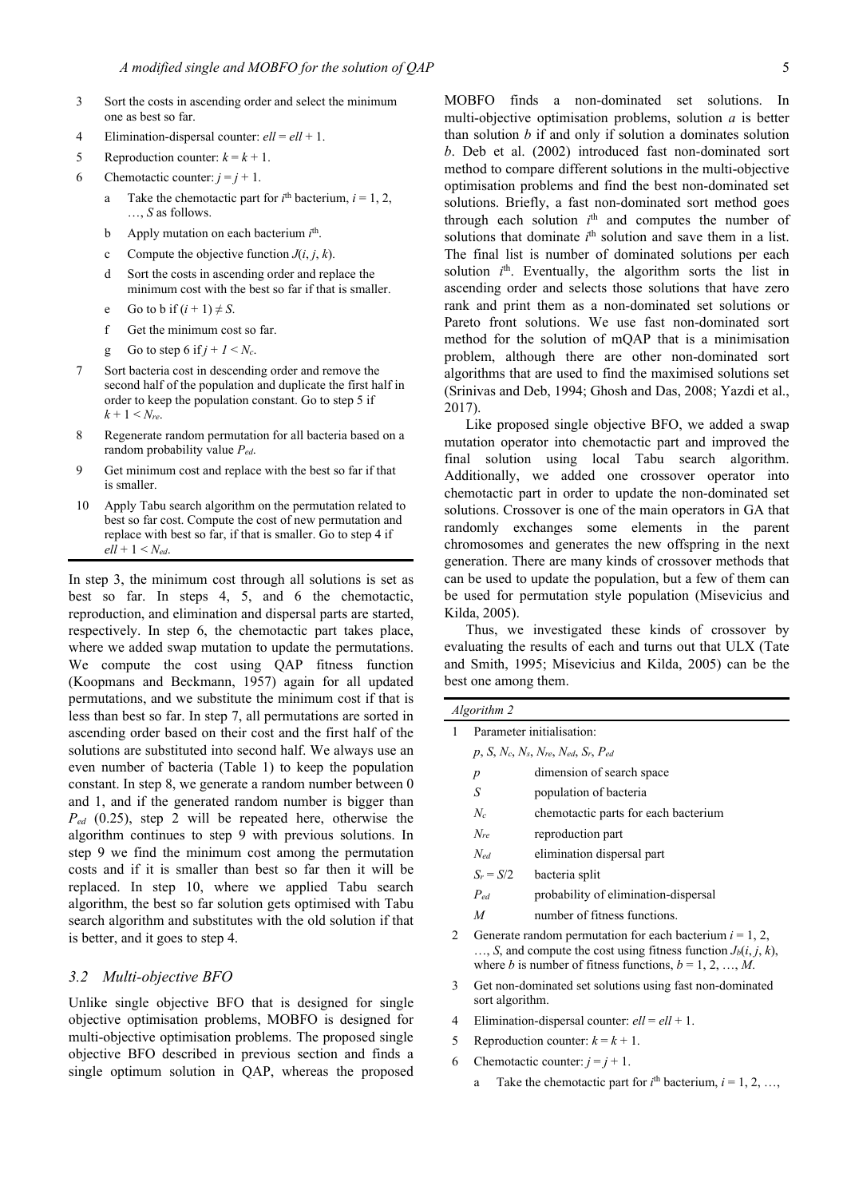3. Sort the costs in ascending order and select the minimum one as best so far.
4. Elimination-dispersal counter: $ell = ell + 1$.
5. Reproduction counter: $k = k + 1$.
6. Chemotactic counter: $j = j + 1$.
   a. Take the chemotactic part for $i^{\text{th}}$ bacterium, $i = 1, 2, \ldots, S$ as follows.
   b. Apply mutation on each bacterium $i^{\text{th}}$.
   c. Compute the objective function $J(i, j, k)$.
   d. Sort the costs in ascending order and replace the minimum cost with the best so far if that is smaller.
   e. Go to b if $(i + 1) \neq S$.
   f. Get the minimum cost so far.
   g. Go to step 6 if $j + 1 < N_c$.
7. Sort bacteria cost in descending order and remove the second half of the population and duplicate the first half in order to keep the population constant. Go to step 5 if $k + 1 < N_{re}$.
8. Regenerate random permutation for all bacteria based on a random probability value $P_{ed}$.
9. Get minimum cost and replace with the best so far if that is smaller.
10. Apply Tabu search algorithm on the permutation related to best so far cost. Compute the cost of new permutation and replace with best so far, if that is smaller. Go to step 4 if $ell + 1 < N_{ed}$.

In step 3, the minimum cost through all solutions is set as best so far. In steps 4, 5, and 6 the chemotactic, reproduction, and elimination and dispersal parts are started, respectively. In step 6, the chemotactic part takes place, where we added swap mutation to update the permutations. We compute the cost using QAP fitness function (Koopmans and Beckmann, 1957) again for all updated permutations, and we substitute the minimum cost if that is less than best so far. In step 7, all permutations are sorted in ascending order based on their cost and the first half of the solutions are substituted into second half. We always use an even number of bacteria (Table 1) to keep the population constant. In step 8, we generate a random number between 0 and 1, and if the generated random number is bigger than $P_{ed}$ (0.25), step 2 will be repeated here, otherwise the algorithm continues to step 9 with previous solutions. In step 9 we find the minimum cost among the permutation costs and if it is smaller than best so far then it will be replaced. In step 10, where we applied Tabu search algorithm, the best so far solution gets optimised with Tabu search algorithm and substitutes with the old solution if that is better, and it goes to step 4.

### 3.2 Multi-objective BFO

Unlike single objective BFO that is designed for single objective optimisation problems, MOBFO is designed for multi-objective optimisation problems. The proposed single objective BFO described in previous section and finds a single optimum solution in QAP, whereas the proposed MOBFO finds a non-dominated set solutions. In multi-objective optimisation problems, solution *a* is better than solution *b* if and only if solution a dominates solution *b*. Deb et al. (2002) introduced fast non-dominated sort method to compare different solutions in the multi-objective optimisation problems and find the best non-dominated set solutions. Briefly, a fast non-dominated sort method goes through each solution $i^{\text{th}}$ and computes the number of solutions that dominate $i^{\text{th}}$ solution and save them in a list. The final list is number of dominated solutions per each solution $i^{\text{th}}$. Eventually, the algorithm sorts the list in ascending order and selects those solutions that have zero rank and print them as a non-dominated set solutions or Pareto front solutions. We use fast non-dominated sort method for the solution of mQAP that is a minimisation problem, although there are other non-dominated sort algorithms that are used to find the maximised solutions set (Srinivas and Deb, 1994; Ghosh and Das, 2008; Yazdi et al., 2017).

Like proposed single objective BFO, we added a swap mutation operator into chemotactic part and improved the final solution using local Tabu search algorithm. Additionally, we added one crossover operator into chemotactic part in order to update the non-dominated set solutions. Crossover is one of the main operators in GA that randomly exchanges some elements in the parent chromosomes and generates the new offspring in the next generation. There are many kinds of crossover methods that can be used to update the population, but a few of them can be used for permutation style population (Misevicius and Kilda, 2005).

Thus, we investigated these kinds of crossover by evaluating the results of each and turns out that ULX (Tate and Smith, 1995; Misevicius and Kilda, 2005) can be the best one among them.

*Algorithm 2*

1. Parameter initialisation:

   $p, S, N_c, N_s, N_{re}, N_{ed}, S_r, P_{ed}$

   | | |
   |---|---|
   | $p$ | dimension of search space |
   | $S$ | population of bacteria |
   | $N_c$ | chemotactic parts for each bacterium |
   | $N_{re}$ | reproduction part |
   | $N_{ed}$ | elimination dispersal part |
   | $S_r = S/2$ | bacteria split |
   | $P_{ed}$ | probability of elimination-dispersal |
   | $M$ | number of fitness functions. |

2. Generate random permutation for each bacterium $i = 1, 2, \ldots, S$, and compute the cost using fitness function $J_b(i, j, k)$, where *b* is number of fitness functions, $b = 1, 2, \ldots, M$.
3. Get non-dominated set solutions using fast non-dominated sort algorithm.
4. Elimination-dispersal counter: $ell = ell + 1$.
5. Reproduction counter: $k = k + 1$.
6. Chemotactic counter: $j = j + 1$.
   a. Take the chemotactic part for $i^{\text{th}}$ bacterium, $i = 1, 2, \ldots,$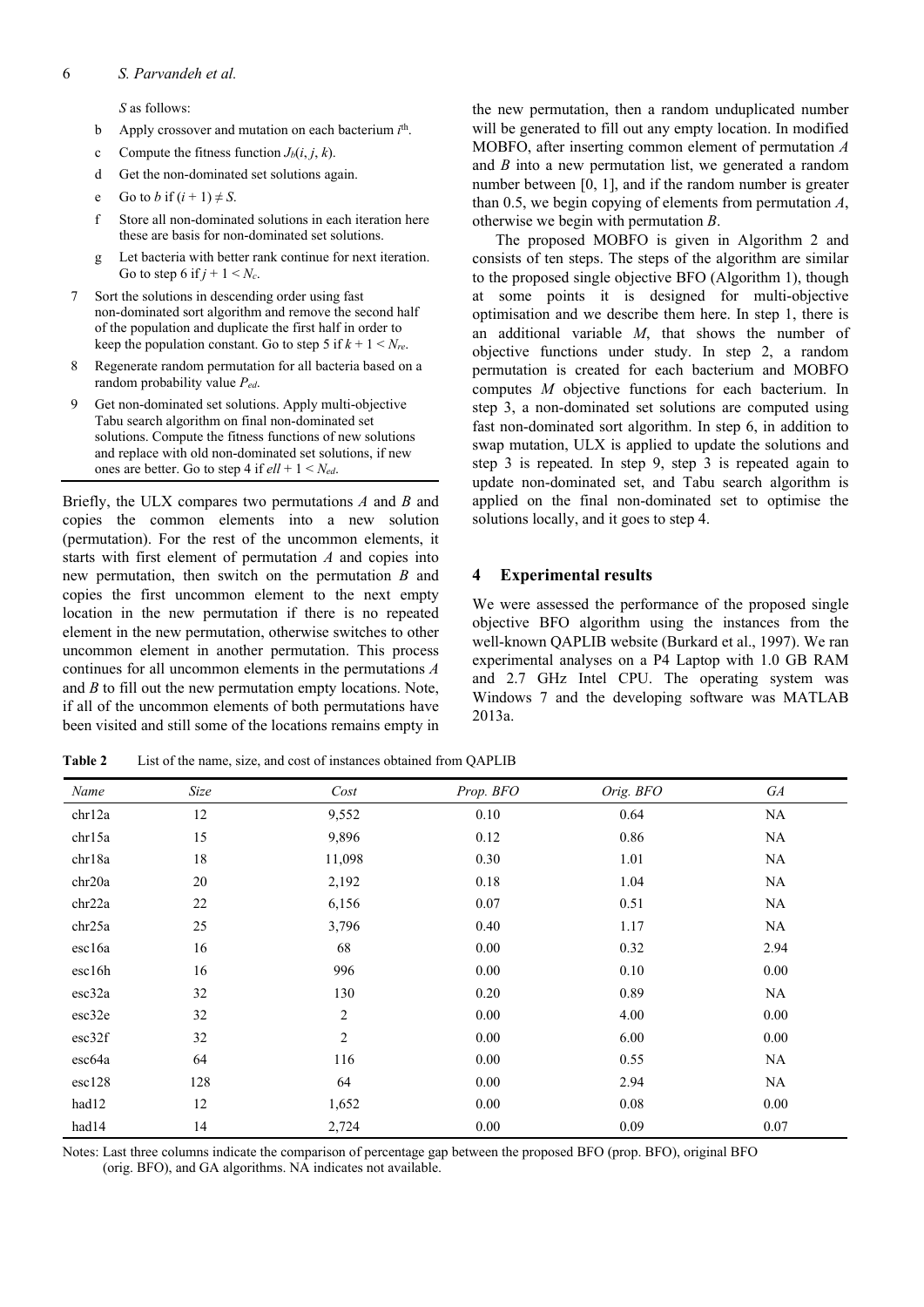*S* as follows:

- b Apply crossover and mutation on each bacterium $i^{th}$.
- c Compute the fitness function $J_b(i, j, k)$.
- d Get the non-dominated set solutions again.
- e Go to *b* if $(i + 1) \neq S$.
- f Store all non-dominated solutions in each iteration here these are basis for non-dominated set solutions.
- g Let bacteria with better rank continue for next iteration. Go to step 6 if $j + 1 < N_c$.

7 Sort the solutions in descending order using fast non-dominated sort algorithm and remove the second half of the population and duplicate the first half in order to keep the population constant. Go to step 5 if $k + 1 < N_{re}$.

8 Regenerate random permutation for all bacteria based on a random probability value $P_{ed}$.

9 Get non-dominated set solutions. Apply multi-objective Tabu search algorithm on final non-dominated set solutions. Compute the fitness functions of new solutions and replace with old non-dominated set solutions, if new ones are better. Go to step 4 if $ell + 1 < N_{ed}$.

Briefly, the ULX compares two permutations *A* and *B* and copies the common elements into a new solution (permutation). For the rest of the uncommon elements, it starts with first element of permutation *A* and copies into new permutation, then switch on the permutation *B* and copies the first uncommon element to the next empty location in the new permutation if there is no repeated element in the new permutation, otherwise switches to other uncommon element in another permutation. This process continues for all uncommon elements in the permutations *A* and *B* to fill out the new permutation empty locations. Note, if all of the uncommon elements of both permutations have been visited and still some of the locations remains empty in the new permutation, then a random unduplicated number will be generated to fill out any empty location. In modified MOBFO, after inserting common element of permutation *A* and *B* into a new permutation list, we generated a random number between [0, 1], and if the random number is greater than 0.5, we begin copying of elements from permutation *A*, otherwise we begin with permutation *B*.

The proposed MOBFO is given in Algorithm 2 and consists of ten steps. The steps of the algorithm are similar to the proposed single objective BFO (Algorithm 1), though at some points it is designed for multi-objective optimisation and we describe them here. In step 1, there is an additional variable *M*, that shows the number of objective functions under study. In step 2, a random permutation is created for each bacterium and MOBFO computes *M* objective functions for each bacterium. In step 3, a non-dominated set solutions are computed using fast non-dominated sort algorithm. In step 6, in addition to swap mutation, ULX is applied to update the solutions and step 3 is repeated. In step 9, step 3 is repeated again to update non-dominated set, and Tabu search algorithm is applied on the final non-dominated set to optimise the solutions locally, and it goes to step 4.

## 4 Experimental results

We were assessed the performance of the proposed single objective BFO algorithm using the instances from the well-known QAPLIB website (Burkard et al., 1997). We ran experimental analyses on a P4 Laptop with 1.0 GB RAM and 2.7 GHz Intel CPU. The operating system was Windows 7 and the developing software was MATLAB 2013a.

**Table 2** List of the name, size, and cost of instances obtained from QAPLIB

| *Name* | *Size* | *Cost* | *Prop. BFO* | *Orig. BFO* | *GA* |
|---|---|---|---|---|---|
| chr12a | 12 | 9,552 | 0.10 | 0.64 | NA |
| chr15a | 15 | 9,896 | 0.12 | 0.86 | NA |
| chr18a | 18 | 11,098 | 0.30 | 1.01 | NA |
| chr20a | 20 | 2,192 | 0.18 | 1.04 | NA |
| chr22a | 22 | 6,156 | 0.07 | 0.51 | NA |
| chr25a | 25 | 3,796 | 0.40 | 1.17 | NA |
| esc16a | 16 | 68 | 0.00 | 0.32 | 2.94 |
| esc16h | 16 | 996 | 0.00 | 0.10 | 0.00 |
| esc32a | 32 | 130 | 0.20 | 0.89 | NA |
| esc32e | 32 | 2 | 0.00 | 4.00 | 0.00 |
| esc32f | 32 | 2 | 0.00 | 6.00 | 0.00 |
| esc64a | 64 | 116 | 0.00 | 0.55 | NA |
| esc128 | 128 | 64 | 0.00 | 2.94 | NA |
| had12 | 12 | 1,652 | 0.00 | 0.08 | 0.00 |
| had14 | 14 | 2,724 | 0.00 | 0.09 | 0.07 |

Notes: Last three columns indicate the comparison of percentage gap between the proposed BFO (prop. BFO), original BFO (orig. BFO), and GA algorithms. NA indicates not available.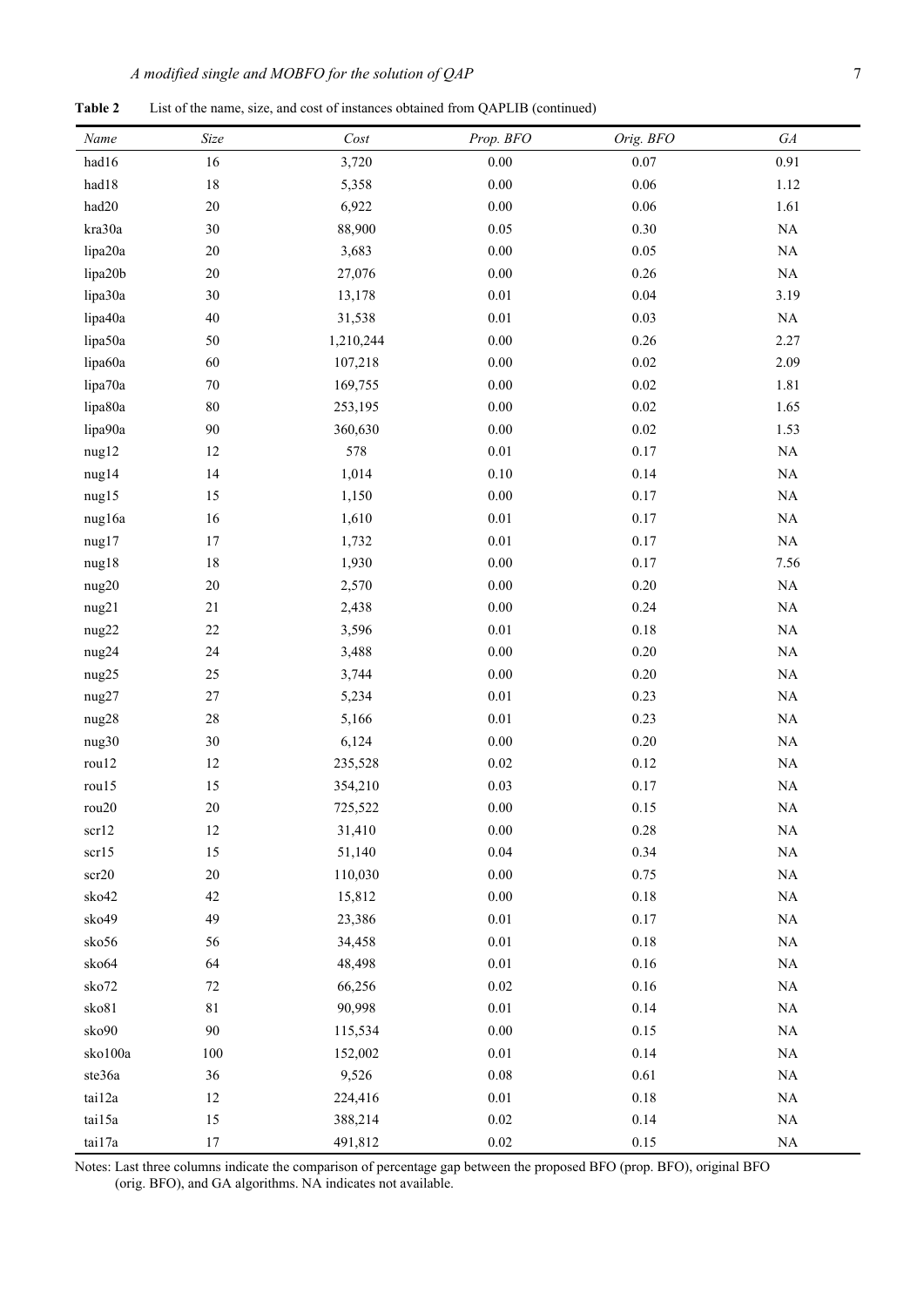**Table 2** List of the name, size, and cost of instances obtained from QAPLIB (continued)

| *Name* | *Size* | *Cost* | *Prop. BFO* | *Orig. BFO* | *GA* |
|---|---|---|---|---|---|
| had16 | 16 | 3,720 | 0.00 | 0.07 | 0.91 |
| had18 | 18 | 5,358 | 0.00 | 0.06 | 1.12 |
| had20 | 20 | 6,922 | 0.00 | 0.06 | 1.61 |
| kra30a | 30 | 88,900 | 0.05 | 0.30 | NA |
| lipa20a | 20 | 3,683 | 0.00 | 0.05 | NA |
| lipa20b | 20 | 27,076 | 0.00 | 0.26 | NA |
| lipa30a | 30 | 13,178 | 0.01 | 0.04 | 3.19 |
| lipa40a | 40 | 31,538 | 0.01 | 0.03 | NA |
| lipa50a | 50 | 1,210,244 | 0.00 | 0.26 | 2.27 |
| lipa60a | 60 | 107,218 | 0.00 | 0.02 | 2.09 |
| lipa70a | 70 | 169,755 | 0.00 | 0.02 | 1.81 |
| lipa80a | 80 | 253,195 | 0.00 | 0.02 | 1.65 |
| lipa90a | 90 | 360,630 | 0.00 | 0.02 | 1.53 |
| nug12 | 12 | 578 | 0.01 | 0.17 | NA |
| nug14 | 14 | 1,014 | 0.10 | 0.14 | NA |
| nug15 | 15 | 1,150 | 0.00 | 0.17 | NA |
| nug16a | 16 | 1,610 | 0.01 | 0.17 | NA |
| nug17 | 17 | 1,732 | 0.01 | 0.17 | NA |
| nug18 | 18 | 1,930 | 0.00 | 0.17 | 7.56 |
| nug20 | 20 | 2,570 | 0.00 | 0.20 | NA |
| nug21 | 21 | 2,438 | 0.00 | 0.24 | NA |
| nug22 | 22 | 3,596 | 0.01 | 0.18 | NA |
| nug24 | 24 | 3,488 | 0.00 | 0.20 | NA |
| nug25 | 25 | 3,744 | 0.00 | 0.20 | NA |
| nug27 | 27 | 5,234 | 0.01 | 0.23 | NA |
| nug28 | 28 | 5,166 | 0.01 | 0.23 | NA |
| nug30 | 30 | 6,124 | 0.00 | 0.20 | NA |
| rou12 | 12 | 235,528 | 0.02 | 0.12 | NA |
| rou15 | 15 | 354,210 | 0.03 | 0.17 | NA |
| rou20 | 20 | 725,522 | 0.00 | 0.15 | NA |
| scr12 | 12 | 31,410 | 0.00 | 0.28 | NA |
| scr15 | 15 | 51,140 | 0.04 | 0.34 | NA |
| scr20 | 20 | 110,030 | 0.00 | 0.75 | NA |
| sko42 | 42 | 15,812 | 0.00 | 0.18 | NA |
| sko49 | 49 | 23,386 | 0.01 | 0.17 | NA |
| sko56 | 56 | 34,458 | 0.01 | 0.18 | NA |
| sko64 | 64 | 48,498 | 0.01 | 0.16 | NA |
| sko72 | 72 | 66,256 | 0.02 | 0.16 | NA |
| sko81 | 81 | 90,998 | 0.01 | 0.14 | NA |
| sko90 | 90 | 115,534 | 0.00 | 0.15 | NA |
| sko100a | 100 | 152,002 | 0.01 | 0.14 | NA |
| ste36a | 36 | 9,526 | 0.08 | 0.61 | NA |
| tai12a | 12 | 224,416 | 0.01 | 0.18 | NA |
| tai15a | 15 | 388,214 | 0.02 | 0.14 | NA |
| tai17a | 17 | 491,812 | 0.02 | 0.15 | NA |

Notes: Last three columns indicate the comparison of percentage gap between the proposed BFO (prop. BFO), original BFO (orig. BFO), and GA algorithms. NA indicates not available.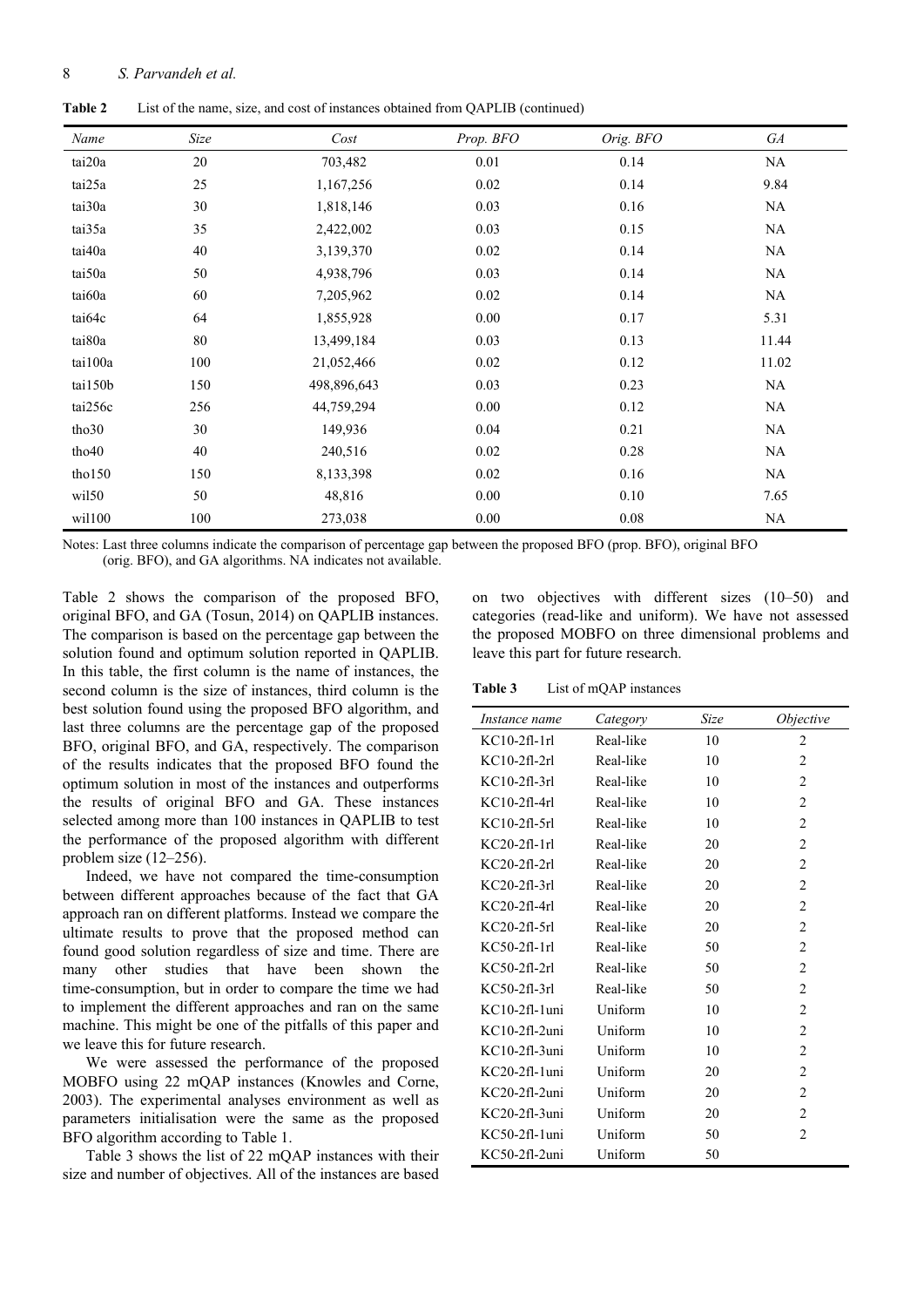**Table 2** List of the name, size, and cost of instances obtained from QAPLIB (continued)

| *Name* | *Size* | *Cost* | *Prop. BFO* | *Orig. BFO* | *GA* |
|---|---|---|---|---|---|
| tai20a | 20 | 703,482 | 0.01 | 0.14 | NA |
| tai25a | 25 | 1,167,256 | 0.02 | 0.14 | 9.84 |
| tai30a | 30 | 1,818,146 | 0.03 | 0.16 | NA |
| tai35a | 35 | 2,422,002 | 0.03 | 0.15 | NA |
| tai40a | 40 | 3,139,370 | 0.02 | 0.14 | NA |
| tai50a | 50 | 4,938,796 | 0.03 | 0.14 | NA |
| tai60a | 60 | 7,205,962 | 0.02 | 0.14 | NA |
| tai64c | 64 | 1,855,928 | 0.00 | 0.17 | 5.31 |
| tai80a | 80 | 13,499,184 | 0.03 | 0.13 | 11.44 |
| tai100a | 100 | 21,052,466 | 0.02 | 0.12 | 11.02 |
| tai150b | 150 | 498,896,643 | 0.03 | 0.23 | NA |
| tai256c | 256 | 44,759,294 | 0.00 | 0.12 | NA |
| tho30 | 30 | 149,936 | 0.04 | 0.21 | NA |
| tho40 | 40 | 240,516 | 0.02 | 0.28 | NA |
| tho150 | 150 | 8,133,398 | 0.02 | 0.16 | NA |
| wil50 | 50 | 48,816 | 0.00 | 0.10 | 7.65 |
| wil100 | 100 | 273,038 | 0.00 | 0.08 | NA |

Notes: Last three columns indicate the comparison of percentage gap between the proposed BFO (prop. BFO), original BFO (orig. BFO), and GA algorithms. NA indicates not available.

Table 2 shows the comparison of the proposed BFO, original BFO, and GA (Tosun, 2014) on QAPLIB instances. The comparison is based on the percentage gap between the solution found and optimum solution reported in QAPLIB. In this table, the first column is the name of instances, the second column is the size of instances, third column is the best solution found using the proposed BFO algorithm, and last three columns are the percentage gap of the proposed BFO, original BFO, and GA, respectively. The comparison of the results indicates that the proposed BFO found the optimum solution in most of the instances and outperforms the results of original BFO and GA. These instances selected among more than 100 instances in QAPLIB to test the performance of the proposed algorithm with different problem size (12–256).

Indeed, we have not compared the time-consumption between different approaches because of the fact that GA approach ran on different platforms. Instead we compare the ultimate results to prove that the proposed method can found good solution regardless of size and time. There are many other studies that have been shown the time-consumption, but in order to compare the time we had to implement the different approaches and ran on the same machine. This might be one of the pitfalls of this paper and we leave this for future research.

We were assessed the performance of the proposed MOBFO using 22 mQAP instances (Knowles and Corne, 2003). The experimental analyses environment as well as parameters initialisation were the same as the proposed BFO algorithm according to Table 1.

Table 3 shows the list of 22 mQAP instances with their size and number of objectives. All of the instances are based on two objectives with different sizes (10–50) and categories (read-like and uniform). We have not assessed the proposed MOBFO on three dimensional problems and leave this part for future research.

**Table 3** List of mQAP instances

| *Instance name* | *Category* | *Size* | *Objective* |
|---|---|---|---|
| KC10-2fl-1rl | Real-like | 10 | 2 |
| KC10-2fl-2rl | Real-like | 10 | 2 |
| KC10-2fl-3rl | Real-like | 10 | 2 |
| KC10-2fl-4rl | Real-like | 10 | 2 |
| KC10-2fl-5rl | Real-like | 10 | 2 |
| KC20-2fl-1rl | Real-like | 20 | 2 |
| KC20-2fl-2rl | Real-like | 20 | 2 |
| KC20-2fl-3rl | Real-like | 20 | 2 |
| KC20-2fl-4rl | Real-like | 20 | 2 |
| KC20-2fl-5rl | Real-like | 20 | 2 |
| KC50-2fl-1rl | Real-like | 50 | 2 |
| KC50-2fl-2rl | Real-like | 50 | 2 |
| KC50-2fl-3rl | Real-like | 50 | 2 |
| KC10-2fl-1uni | Uniform | 10 | 2 |
| KC10-2fl-2uni | Uniform | 10 | 2 |
| KC10-2fl-3uni | Uniform | 10 | 2 |
| KC20-2fl-1uni | Uniform | 20 | 2 |
| KC20-2fl-2uni | Uniform | 20 | 2 |
| KC20-2fl-3uni | Uniform | 20 | 2 |
| KC50-2fl-1uni | Uniform | 50 | 2 |
| KC50-2fl-2uni | Uniform | 50 | |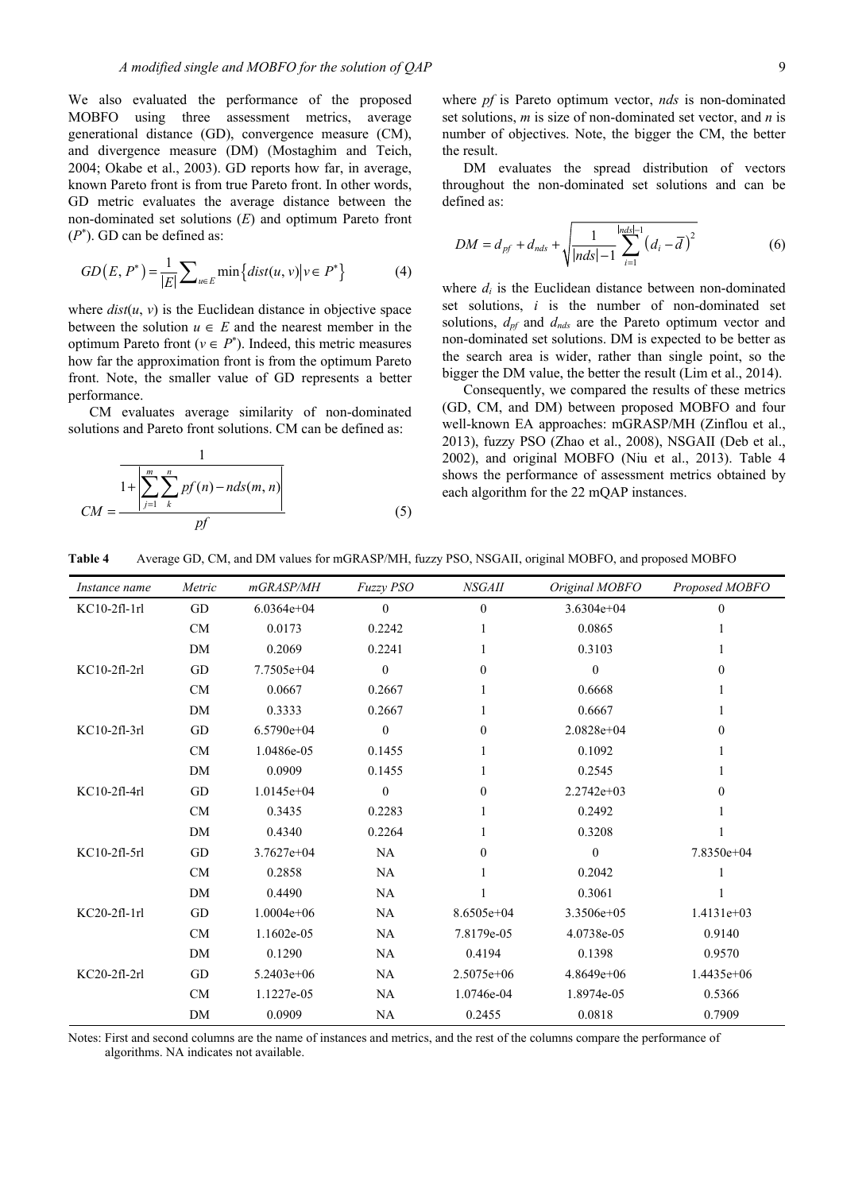We also evaluated the performance of the proposed MOBFO using three assessment metrics, average generational distance (GD), convergence measure (CM), and divergence measure (DM) (Mostaghim and Teich, 2004; Okabe et al., 2003). GD reports how far, in average, known Pareto front is from true Pareto front. In other words, GD metric evaluates the average distance between the non-dominated set solutions ($E$) and optimum Pareto front ($P^*$). GD can be defined as:

$$GD\left(E, P^*\right) = \frac{1}{|E|} \sum_{u \in E} \min\left\{dist(u, v) \middle| v \in P^*\right\} \tag{4}$$

where $dist(u, v)$ is the Euclidean distance in objective space between the solution $u \in E$ and the nearest member in the optimum Pareto front ($v \in P^*$). Indeed, this metric measures how far the approximation front is from the optimum Pareto front. Note, the smaller value of GD represents a better performance.

CM evaluates average similarity of non-dominated solutions and Pareto front solutions. CM can be defined as:

$$CM = \frac{\dfrac{1}{1 + \left| \sum_{j=1}^{m} \sum_{k}^{n} pf(n) - nds(m, n) \right|}}{pf} \tag{5}$$

where $pf$ is Pareto optimum vector, $nds$ is non-dominated set solutions, $m$ is size of non-dominated set vector, and $n$ is number of objectives. Note, the bigger the CM, the better the result.

DM evaluates the spread distribution of vectors throughout the non-dominated set solutions and can be defined as:

$$DM = d_{pf} + d_{nds} + \sqrt{\frac{1}{|nds| - 1} \sum_{i=1}^{|nds|-1} \left(d_i - \overline{d}\right)^2} \tag{6}$$

where $d_i$ is the Euclidean distance between non-dominated set solutions, $i$ is the number of non-dominated set solutions, $d_{pf}$ and $d_{nds}$ are the Pareto optimum vector and non-dominated set solutions. DM is expected to be better as the search area is wider, rather than single point, so the bigger the DM value, the better the result (Lim et al., 2014).

Consequently, we compared the results of these metrics (GD, CM, and DM) between proposed MOBFO and four well-known EA approaches: mGRASP/MH (Zinflou et al., 2013), fuzzy PSO (Zhao et al., 2008), NSGAII (Deb et al., 2002), and original MOBFO (Niu et al., 2013). Table 4 shows the performance of assessment metrics obtained by each algorithm for the 22 mQAP instances.

**Table 4** Average GD, CM, and DM values for mGRASP/MH, fuzzy PSO, NSGAII, original MOBFO, and proposed MOBFO

| *Instance name* | *Metric* | *mGRASP/MH* | *Fuzzy PSO* | *NSGAII* | *Original MOBFO* | *Proposed MOBFO* |
|---|---|---|---|---|---|---|
| KC10-2fl-1rl | GD | 6.0364e+04 | 0 | 0 | 3.6304e+04 | 0 |
| | CM | 0.0173 | 0.2242 | 1 | 0.0865 | 1 |
| | DM | 0.2069 | 0.2241 | 1 | 0.3103 | 1 |
| KC10-2fl-2rl | GD | 7.7505e+04 | 0 | 0 | 0 | 0 |
| | CM | 0.0667 | 0.2667 | 1 | 0.6668 | 1 |
| | DM | 0.3333 | 0.2667 | 1 | 0.6667 | 1 |
| KC10-2fl-3rl | GD | 6.5790e+04 | 0 | 0 | 2.0828e+04 | 0 |
| | CM | 1.0486e-05 | 0.1455 | 1 | 0.1092 | 1 |
| | DM | 0.0909 | 0.1455 | 1 | 0.2545 | 1 |
| KC10-2fl-4rl | GD | 1.0145e+04 | 0 | 0 | 2.2742e+03 | 0 |
| | CM | 0.3435 | 0.2283 | 1 | 0.2492 | 1 |
| | DM | 0.4340 | 0.2264 | 1 | 0.3208 | 1 |
| KC10-2fl-5rl | GD | 3.7627e+04 | NA | 0 | 0 | 7.8350e+04 |
| | CM | 0.2858 | NA | 1 | 0.2042 | 1 |
| | DM | 0.4490 | NA | 1 | 0.3061 | 1 |
| KC20-2fl-1rl | GD | 1.0004e+06 | NA | 8.6505e+04 | 3.3506e+05 | 1.4131e+03 |
| | CM | 1.1602e-05 | NA | 7.8179e-05 | 4.0738e-05 | 0.9140 |
| | DM | 0.1290 | NA | 0.4194 | 0.1398 | 0.9570 |
| KC20-2fl-2rl | GD | 5.2403e+06 | NA | 2.5075e+06 | 4.8649e+06 | 1.4435e+06 |
| | CM | 1.1227e-05 | NA | 1.0746e-04 | 1.8974e-05 | 0.5366 |
| | DM | 0.0909 | NA | 0.2455 | 0.0818 | 0.7909 |

Notes: First and second columns are the name of instances and metrics, and the rest of the columns compare the performance of algorithms. NA indicates not available.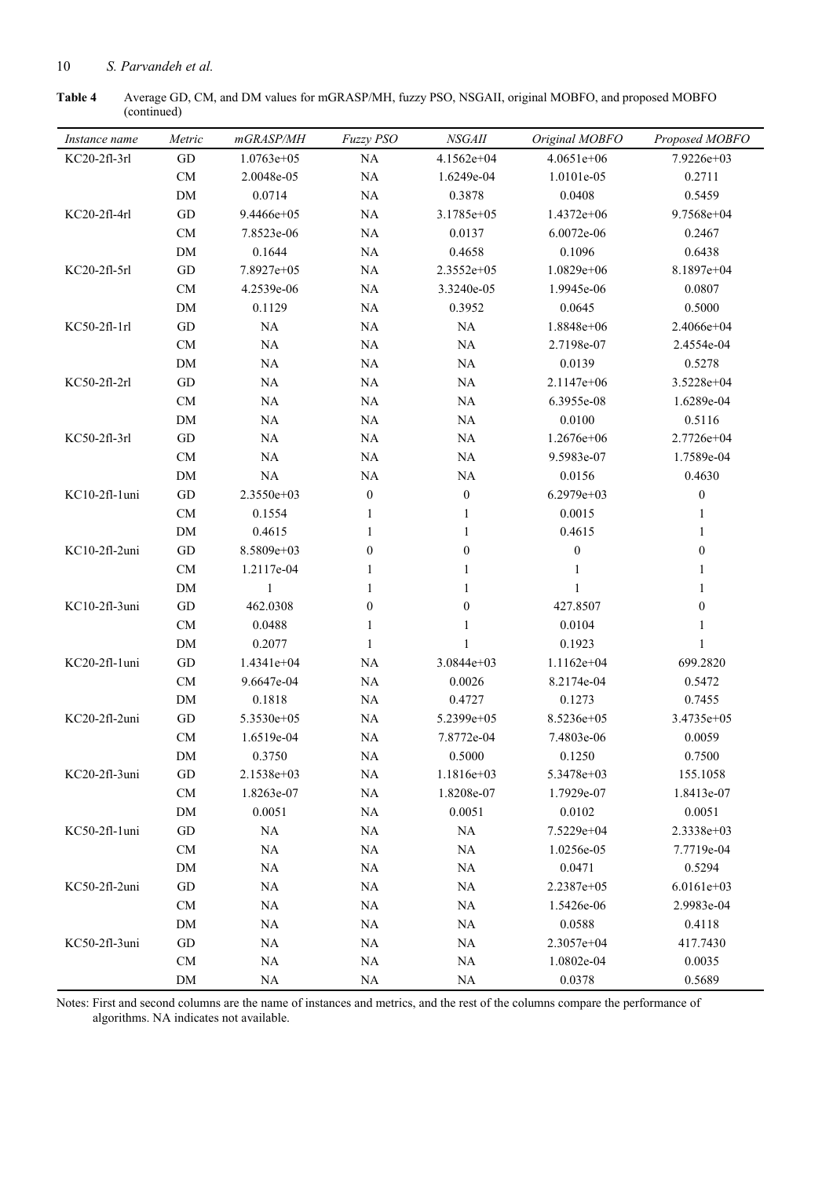**Table 4** Average GD, CM, and DM values for mGRASP/MH, fuzzy PSO, NSGAII, original MOBFO, and proposed MOBFO (continued)

| *Instance name* | *Metric* | *mGRASP/MH* | *Fuzzy PSO* | *NSGAII* | *Original MOBFO* | *Proposed MOBFO* |
|---|---|---|---|---|---|---|
| KC20-2fl-3rl | GD | 1.0763e+05 | NA | 4.1562e+04 | 4.0651e+06 | 7.9226e+03 |
| | CM | 2.0048e-05 | NA | 1.6249e-04 | 1.0101e-05 | 0.2711 |
| | DM | 0.0714 | NA | 0.3878 | 0.0408 | 0.5459 |
| KC20-2fl-4rl | GD | 9.4466e+05 | NA | 3.1785e+05 | 1.4372e+06 | 9.7568e+04 |
| | CM | 7.8523e-06 | NA | 0.0137 | 6.0072e-06 | 0.2467 |
| | DM | 0.1644 | NA | 0.4658 | 0.1096 | 0.6438 |
| KC20-2fl-5rl | GD | 7.8927e+05 | NA | 2.3552e+05 | 1.0829e+06 | 8.1897e+04 |
| | CM | 4.2539e-06 | NA | 3.3240e-05 | 1.9945e-06 | 0.0807 |
| | DM | 0.1129 | NA | 0.3952 | 0.0645 | 0.5000 |
| KC50-2fl-1rl | GD | NA | NA | NA | 1.8848e+06 | 2.4066e+04 |
| | CM | NA | NA | NA | 2.7198e-07 | 2.4554e-04 |
| | DM | NA | NA | NA | 0.0139 | 0.5278 |
| KC50-2fl-2rl | GD | NA | NA | NA | 2.1147e+06 | 3.5228e+04 |
| | CM | NA | NA | NA | 6.3955e-08 | 1.6289e-04 |
| | DM | NA | NA | NA | 0.0100 | 0.5116 |
| KC50-2fl-3rl | GD | NA | NA | NA | 1.2676e+06 | 2.7726e+04 |
| | CM | NA | NA | NA | 9.5983e-07 | 1.7589e-04 |
| | DM | NA | NA | NA | 0.0156 | 0.4630 |
| KC10-2fl-1uni | GD | 2.3550e+03 | 0 | 0 | 6.2979e+03 | 0 |
| | CM | 0.1554 | 1 | 1 | 0.0015 | 1 |
| | DM | 0.4615 | 1 | 1 | 0.4615 | 1 |
| KC10-2fl-2uni | GD | 8.5809e+03 | 0 | 0 | 0 | 0 |
| | CM | 1.2117e-04 | 1 | 1 | 1 | 1 |
| | DM | 1 | 1 | 1 | 1 | 1 |
| KC10-2fl-3uni | GD | 462.0308 | 0 | 0 | 427.8507 | 0 |
| | CM | 0.0488 | 1 | 1 | 0.0104 | 1 |
| | DM | 0.2077 | 1 | 1 | 0.1923 | 1 |
| KC20-2fl-1uni | GD | 1.4341e+04 | NA | 3.0844e+03 | 1.1162e+04 | 699.2820 |
| | CM | 9.6647e-04 | NA | 0.0026 | 8.2174e-04 | 0.5472 |
| | DM | 0.1818 | NA | 0.4727 | 0.1273 | 0.7455 |
| KC20-2fl-2uni | GD | 5.3530e+05 | NA | 5.2399e+05 | 8.5236e+05 | 3.4735e+05 |
| | CM | 1.6519e-04 | NA | 7.8772e-04 | 7.4803e-06 | 0.0059 |
| | DM | 0.3750 | NA | 0.5000 | 0.1250 | 0.7500 |
| KC20-2fl-3uni | GD | 2.1538e+03 | NA | 1.1816e+03 | 5.3478e+03 | 155.1058 |
| | CM | 1.8263e-07 | NA | 1.8208e-07 | 1.7929e-07 | 1.8413e-07 |
| | DM | 0.0051 | NA | 0.0051 | 0.0102 | 0.0051 |
| KC50-2fl-1uni | GD | NA | NA | NA | 7.5229e+04 | 2.3338e+03 |
| | CM | NA | NA | NA | 1.0256e-05 | 7.7719e-04 |
| | DM | NA | NA | NA | 0.0471 | 0.5294 |
| KC50-2fl-2uni | GD | NA | NA | NA | 2.2387e+05 | 6.0161e+03 |
| | CM | NA | NA | NA | 1.5426e-06 | 2.9983e-04 |
| | DM | NA | NA | NA | 0.0588 | 0.4118 |
| KC50-2fl-3uni | GD | NA | NA | NA | 2.3057e+04 | 417.7430 |
| | CM | NA | NA | NA | 1.0802e-04 | 0.0035 |
| | DM | NA | NA | NA | 0.0378 | 0.5689 |

Notes: First and second columns are the name of instances and metrics, and the rest of the columns compare the performance of algorithms. NA indicates not available.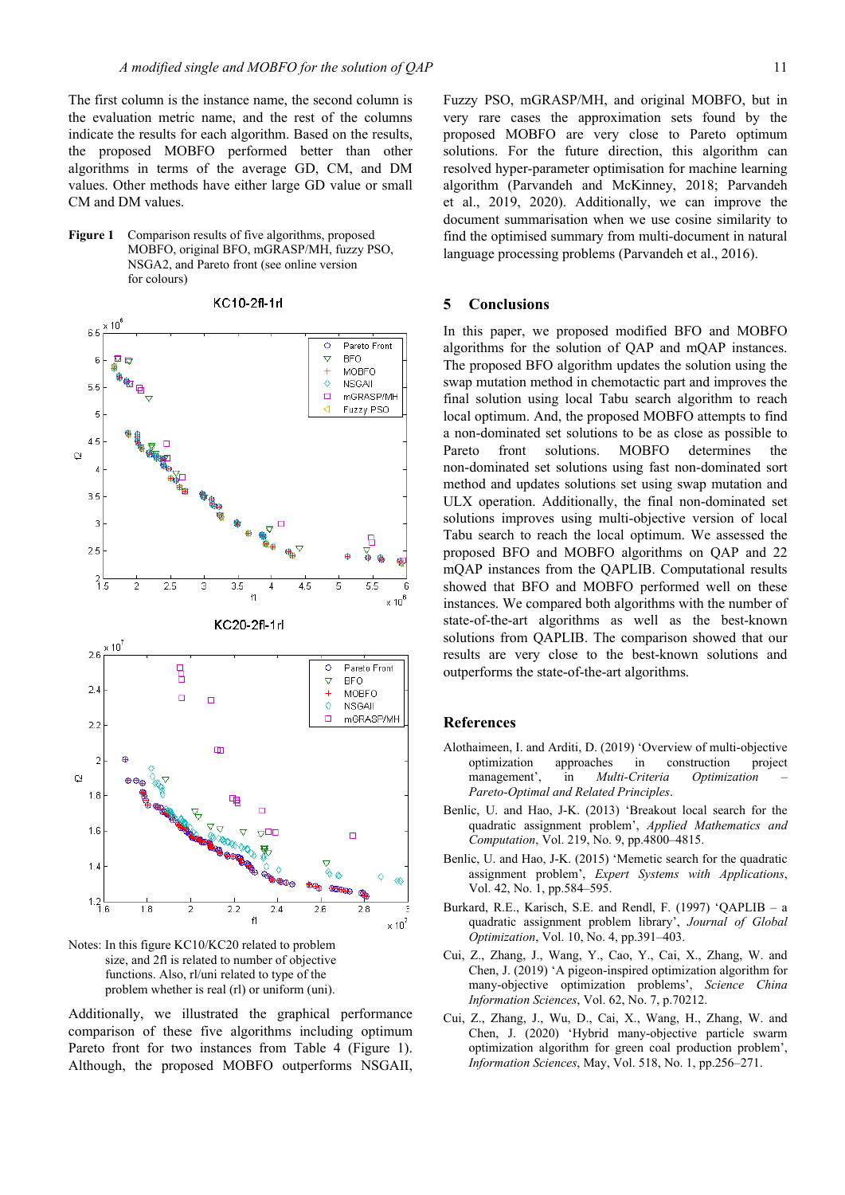The first column is the instance name, the second column is the evaluation metric name, and the rest of the columns indicate the results for each algorithm. Based on the results, the proposed MOBFO performed better than other algorithms in terms of the average GD, CM, and DM values. Other methods have either large GD value or small CM and DM values.

**Figure 1** Comparison results of five algorithms, proposed MOBFO, original BFO, mGRASP/MH, fuzzy PSO, NSGA2, and Pareto front (see online version for colours)

Notes: In this figure KC10/KC20 related to problem size, and 2fl is related to number of objective functions. Also, rl/uni related to type of the problem whether is real (rl) or uniform (uni).

Additionally, we illustrated the graphical performance comparison of these five algorithms including optimum Pareto front for two instances from Table 4 (Figure 1). Although, the proposed MOBFO outperforms NSGAII, Fuzzy PSO, mGRASP/MH, and original MOBFO, but in very rare cases the approximation sets found by the proposed MOBFO are very close to Pareto optimum solutions. For the future direction, this algorithm can resolved hyper-parameter optimisation for machine learning algorithm (Parvandeh and McKinney, 2018; Parvandeh et al., 2019, 2020). Additionally, we can improve the document summarisation when we use cosine similarity to find the optimised summary from multi-document in natural language processing problems (Parvandeh et al., 2016).

## 5 Conclusions

In this paper, we proposed modified BFO and MOBFO algorithms for the solution of QAP and mQAP instances. The proposed BFO algorithm updates the solution using the swap mutation method in chemotactic part and improves the final solution using local Tabu search algorithm to reach local optimum. And, the proposed MOBFO attempts to find a non-dominated set solutions to be as close as possible to Pareto front solutions. MOBFO determines the non-dominated set solutions using fast non-dominated sort method and updates solutions set using swap mutation and ULX operation. Additionally, the final non-dominated set solutions improves using multi-objective version of local Tabu search to reach the local optimum. We assessed the proposed BFO and MOBFO algorithms on QAP and 22 mQAP instances from the QAPLIB. Computational results showed that BFO and MOBFO performed well on these instances. We compared both algorithms with the number of state-of-the-art algorithms as well as the best-known solutions from QAPLIB. The comparison showed that our results are very close to the best-known solutions and outperforms the state-of-the-art algorithms.

## References

Alothaimeen, I. and Arditi, D. (2019) 'Overview of multi-objective optimization approaches in construction project management', in *Multi-Criteria Optimization – Pareto-Optimal and Related Principles*.

Benlic, U. and Hao, J-K. (2013) 'Breakout local search for the quadratic assignment problem', *Applied Mathematics and Computation*, Vol. 219, No. 9, pp.4800–4815.

Benlic, U. and Hao, J-K. (2015) 'Memetic search for the quadratic assignment problem', *Expert Systems with Applications*, Vol. 42, No. 1, pp.584–595.

Burkard, R.E., Karisch, S.E. and Rendl, F. (1997) 'QAPLIB – a quadratic assignment problem library', *Journal of Global Optimization*, Vol. 10, No. 4, pp.391–403.

Cui, Z., Zhang, J., Wang, Y., Cao, Y., Cai, X., Zhang, W. and Chen, J. (2019) 'A pigeon-inspired optimization algorithm for many-objective optimization problems', *Science China Information Sciences*, Vol. 62, No. 7, p.70212.

Cui, Z., Zhang, J., Wu, D., Cai, X., Wang, H., Zhang, W. and Chen, J. (2020) 'Hybrid many-objective particle swarm optimization algorithm for green coal production problem', *Information Sciences*, May, Vol. 518, No. 1, pp.256–271.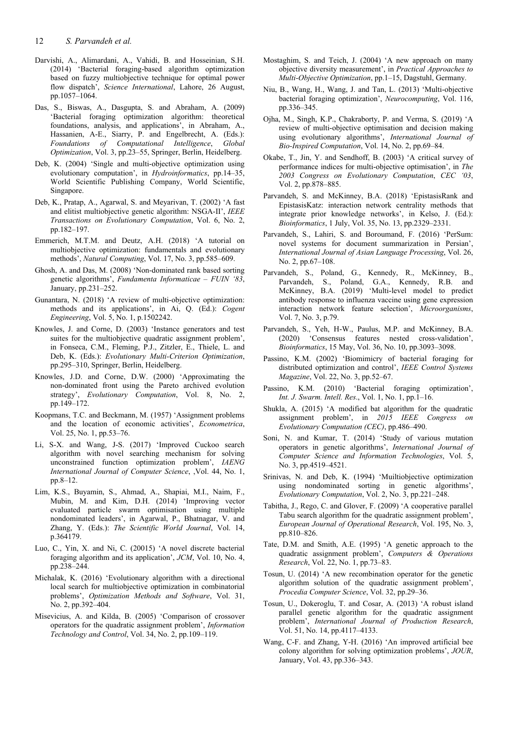Darvishi, A., Alimardani, A., Vahidi, B. and Hosseinian, S.H. (2014) 'Bacterial foraging-based algorithm optimization based on fuzzy multiobjective technique for optimal power flow dispatch', *Science International*, Lahore, 26 August, pp.1057–1064.

Das, S., Biswas, A., Dasgupta, S. and Abraham, A. (2009) 'Bacterial foraging optimization algorithm: theoretical foundations, analysis, and applications', in Abraham, A., Hassanien, A-E., Siarry, P. and Engelbrecht, A. (Eds.): *Foundations of Computational Intelligence*, *Global Optimization*, Vol. 3, pp.23–55, Springer, Berlin, Heidelberg.

Deb, K. (2004) 'Single and multi-objective optimization using evolutionary computation', in *Hydroinformatics*, pp.14–35, World Scientific Publishing Company, World Scientific, Singapore.

Deb, K., Pratap, A., Agarwal, S. and Meyarivan, T. (2002) 'A fast and elitist multiobjective genetic algorithm: NSGA-II', *IEEE Transactions on Evolutionary Computation*, Vol. 6, No. 2, pp.182–197.

Emmerich, M.T.M. and Deutz, A.H. (2018) 'A tutorial on multiobjective optimization: fundamentals and evolutionary methods', *Natural Computing*, Vol. 17, No. 3, pp.585–609.

Ghosh, A. and Das, M. (2008) 'Non-dominated rank based sorting genetic algorithms', *Fundamenta Informaticae – FUIN '83*, January, pp.231–252.

Gunantara, N. (2018) 'A review of multi-objective optimization: methods and its applications', in Ai, Q. (Ed.): *Cogent Engineering*, Vol. 5, No. 1, p.1502242.

Knowles, J. and Corne, D. (2003) 'Instance generators and test suites for the multiobjective quadratic assignment problem', in Fonseca, C.M., Fleming, P.J., Zitzler, E., Thiele, L. and Deb, K. (Eds.): *Evolutionary Multi-Criterion Optimization*, pp.295–310, Springer, Berlin, Heidelberg.

Knowles, J.D. and Corne, D.W. (2000) 'Approximating the non-dominated front using the Pareto archived evolution strategy', *Evolutionary Computation*, Vol. 8, No. 2, pp.149–172.

Koopmans, T.C. and Beckmann, M. (1957) 'Assignment problems and the location of economic activities', *Econometrica*, Vol. 25, No. 1, pp.53–76.

Li, S-X. and Wang, J-S. (2017) 'Improved Cuckoo search algorithm with novel searching mechanism for solving unconstrained function optimization problem', *IAENG International Journal of Computer Science*, ,Vol. 44, No. 1, pp.8–12.

Lim, K.S., Buyamin, S., Ahmad, A., Shapiai, M.I., Naim, F., Mubin, M. and Kim, D.H. (2014) 'Improving vector evaluated particle swarm optimisation using multiple nondominated leaders', in Agarwal, P., Bhatnagar, V. and Zhang, Y. (Eds.): *The Scientific World Journal*, Vol. 14, p.364179.

Luo, C., Yin, X. and Ni, C. (20015) 'A novel discrete bacterial foraging algorithm and its application', *JCM*, Vol. 10, No. 4, pp.238–244.

Michalak, K. (2016) 'Evolutionary algorithm with a directional local search for multiobjective optimization in combinatorial problems', *Optimization Methods and Software*, Vol. 31, No. 2, pp.392–404.

Misevicius, A. and Kilda, B. (2005) 'Comparison of crossover operators for the quadratic assignment problem', *Information Technology and Control*, Vol. 34, No. 2, pp.109–119.

Mostaghim, S. and Teich, J. (2004) 'A new approach on many objective diversity measurement', in *Practical Approaches to Multi-Objective Optimization*, pp.1–15, Dagstuhl, Germany.

Niu, B., Wang, H., Wang, J. and Tan, L. (2013) 'Multi-objective bacterial foraging optimization', *Neurocomputing*, Vol. 116, pp.336–345.

Ojha, M., Singh, K.P., Chakraborty, P. and Verma, S. (2019) 'A review of multi-objective optimisation and decision making using evolutionary algorithms', *International Journal of Bio-Inspired Computation*, Vol. 14, No. 2, pp.69–84.

Okabe, T., Jin, Y. and Sendhoff, B. (2003) 'A critical survey of performance indices for multi-objective optimisation', in *The 2003 Congress on Evolutionary Computation*, *CEC '03*, Vol. 2, pp.878–885.

Parvandeh, S. and McKinney, B.A. (2018) 'EpistasisRank and EpistasisKatz: interaction network centrality methods that integrate prior knowledge networks', in Kelso, J. (Ed.): *Bioinformatics*, 1 July, Vol. 35, No. 13, pp.2329–2331.

Parvandeh, S., Lahiri, S. and Boroumand, F. (2016) 'PerSum: novel systems for document summarization in Persian', *International Journal of Asian Language Processing*, Vol. 26, No. 2, pp.67–108.

Parvandeh, S., Poland, G., Kennedy, R., McKinney, B., Parvandeh, S., Poland, G.A., Kennedy, R.B. and McKinney, B.A. (2019) 'Multi-level model to predict antibody response to influenza vaccine using gene expression interaction network feature selection', *Microorganisms*, Vol. 7, No. 3, p.79.

Parvandeh, S., Yeh, H-W., Paulus, M.P. and McKinney, B.A. (2020) 'Consensus features nested cross-validation', *Bioinformatics*, 15 May, Vol. 36, No. 10, pp.3093–3098.

Passino, K.M. (2002) 'Biomimicry of bacterial foraging for distributed optimization and control', *IEEE Control Systems Magazine*, Vol. 22, No. 3, pp.52–67.

Passino, K.M. (2010) 'Bacterial foraging optimization', *Int. J. Swarm. Intell. Res*., Vol. 1, No. 1, pp.1–16.

Shukla, A. (2015) 'A modified bat algorithm for the quadratic assignment problem', in *2015 IEEE Congress on Evolutionary Computation (CEC)*, pp.486–490.

Soni, N. and Kumar, T. (2014) 'Study of various mutation operators in genetic algorithms', *International Journal of Computer Science and Information Technologies*, Vol. 5, No. 3, pp.4519–4521.

Srinivas, N. and Deb, K. (1994) 'Muiltiobjective optimization using nondominated sorting in genetic algorithms', *Evolutionary Computation*, Vol. 2, No. 3, pp.221–248.

Tabitha, J., Rego, C. and Glover, F. (2009) 'A cooperative parallel Tabu search algorithm for the quadratic assignment problem', *European Journal of Operational Research*, Vol. 195, No. 3, pp.810–826.

Tate, D.M. and Smith, A.E. (1995) 'A genetic approach to the quadratic assignment problem', *Computers & Operations Research*, Vol. 22, No. 1, pp.73–83.

Tosun, U. (2014) 'A new recombination operator for the genetic algorithm solution of the quadratic assignment problem', *Procedia Computer Science*, Vol. 32, pp.29–36.

Tosun, U., Dokeroglu, T. and Cosar, A. (2013) 'A robust island parallel genetic algorithm for the quadratic assignment problem', *International Journal of Production Research*, Vol. 51, No. 14, pp.4117–4133.

Wang, C-F. and Zhang, Y-H. (2016) 'An improved artificial bee colony algorithm for solving optimization problems', *JOUR*, January, Vol. 43, pp.336–343.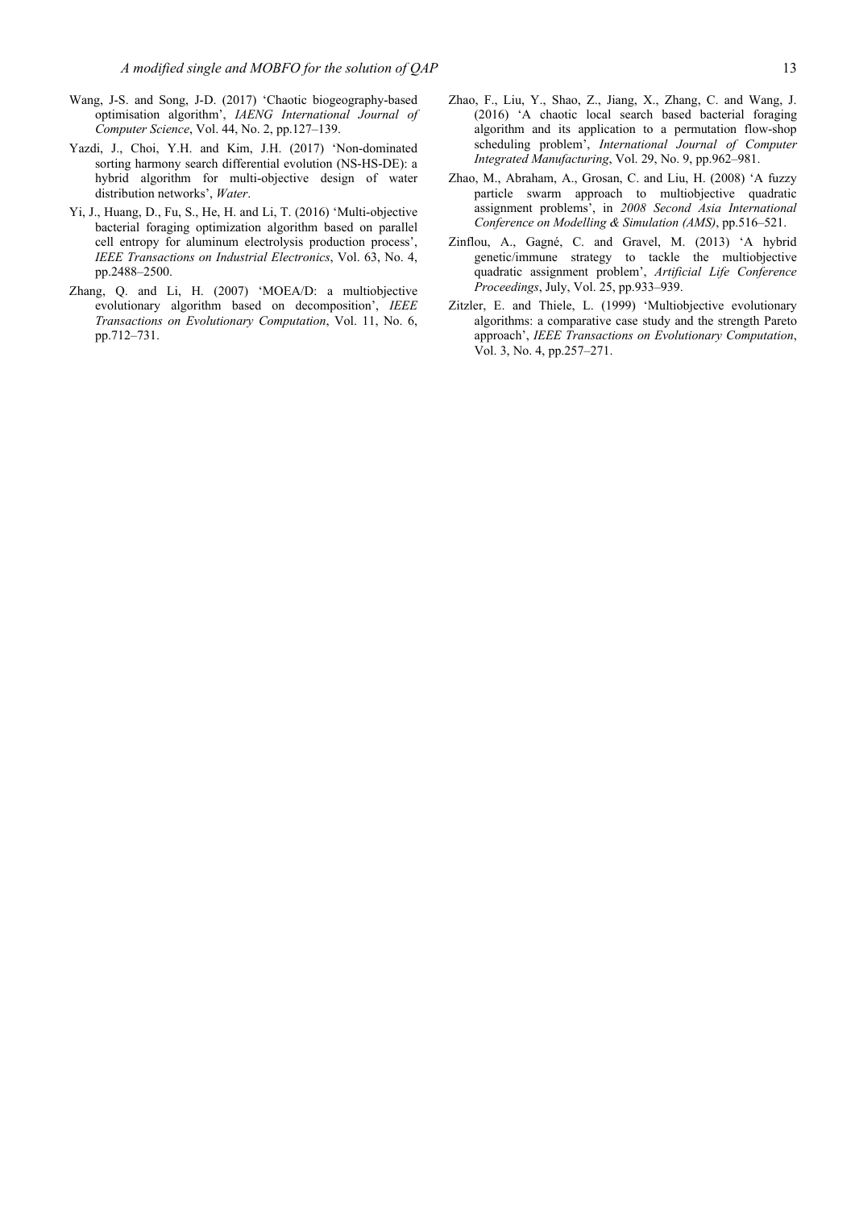Wang, J-S. and Song, J-D. (2017) 'Chaotic biogeography-based optimisation algorithm', *IAENG International Journal of Computer Science*, Vol. 44, No. 2, pp.127–139.

Yazdi, J., Choi, Y.H. and Kim, J.H. (2017) 'Non-dominated sorting harmony search differential evolution (NS-HS-DE): a hybrid algorithm for multi-objective design of water distribution networks', *Water*.

Yi, J., Huang, D., Fu, S., He, H. and Li, T. (2016) 'Multi-objective bacterial foraging optimization algorithm based on parallel cell entropy for aluminum electrolysis production process', *IEEE Transactions on Industrial Electronics*, Vol. 63, No. 4, pp.2488–2500.

Zhang, Q. and Li, H. (2007) 'MOEA/D: a multiobjective evolutionary algorithm based on decomposition', *IEEE Transactions on Evolutionary Computation*, Vol. 11, No. 6, pp.712–731.

Zhao, F., Liu, Y., Shao, Z., Jiang, X., Zhang, C. and Wang, J. (2016) 'A chaotic local search based bacterial foraging algorithm and its application to a permutation flow-shop scheduling problem', *International Journal of Computer Integrated Manufacturing*, Vol. 29, No. 9, pp.962–981.

Zhao, M., Abraham, A., Grosan, C. and Liu, H. (2008) 'A fuzzy particle swarm approach to multiobjective quadratic assignment problems', in *2008 Second Asia International Conference on Modelling & Simulation (AMS)*, pp.516–521.

Zinflou, A., Gagné, C. and Gravel, M. (2013) 'A hybrid genetic/immune strategy to tackle the multiobjective quadratic assignment problem', *Artificial Life Conference Proceedings*, July, Vol. 25, pp.933–939.

Zitzler, E. and Thiele, L. (1999) 'Multiobjective evolutionary algorithms: a comparative case study and the strength Pareto approach', *IEEE Transactions on Evolutionary Computation*, Vol. 3, No. 4, pp.257–271.